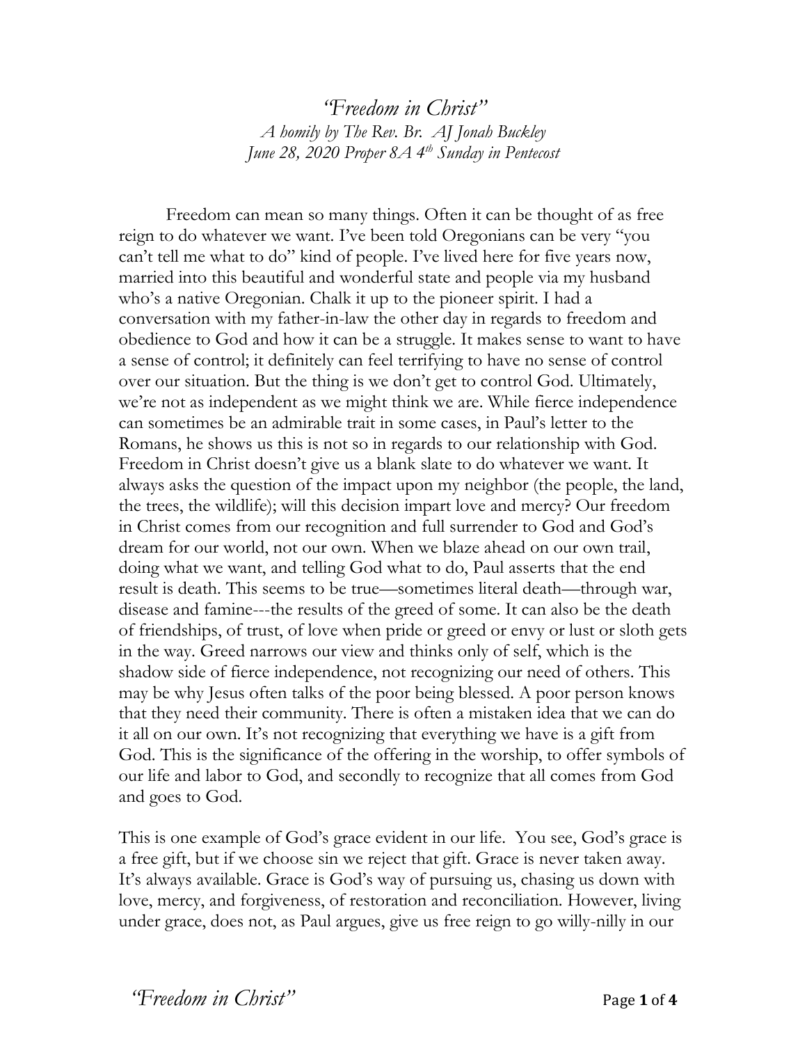*"Freedom in Christ"*
*A homily by The Rev. Br. AJ Jonah Buckley*
*June 28, 2020 Proper 8A 4th Sunday in Pentecost*

Freedom can mean so many things. Often it can be thought of as free reign to do whatever we want. I've been told Oregonians can be very "you can't tell me what to do" kind of people. I've lived here for five years now, married into this beautiful and wonderful state and people via my husband who's a native Oregonian. Chalk it up to the pioneer spirit. I had a conversation with my father-in-law the other day in regards to freedom and obedience to God and how it can be a struggle. It makes sense to want to have a sense of control; it definitely can feel terrifying to have no sense of control over our situation. But the thing is we don't get to control God. Ultimately, we're not as independent as we might think we are. While fierce independence can sometimes be an admirable trait in some cases, in Paul's letter to the Romans, he shows us this is not so in regards to our relationship with God. Freedom in Christ doesn't give us a blank slate to do whatever we want. It always asks the question of the impact upon my neighbor (the people, the land, the trees, the wildlife); will this decision impart love and mercy? Our freedom in Christ comes from our recognition and full surrender to God and God's dream for our world, not our own. When we blaze ahead on our own trail, doing what we want, and telling God what to do, Paul asserts that the end result is death. This seems to be true—sometimes literal death—through war, disease and famine---the results of the greed of some. It can also be the death of friendships, of trust, of love when pride or greed or envy or lust or sloth gets in the way. Greed narrows our view and thinks only of self, which is the shadow side of fierce independence, not recognizing our need of others. This may be why Jesus often talks of the poor being blessed. A poor person knows that they need their community. There is often a mistaken idea that we can do it all on our own. It's not recognizing that everything we have is a gift from God. This is the significance of the offering in the worship, to offer symbols of our life and labor to God, and secondly to recognize that all comes from God and goes to God.

This is one example of God's grace evident in our life. You see, God's grace is a free gift, but if we choose sin we reject that gift. Grace is never taken away. It's always available. Grace is God's way of pursuing us, chasing us down with love, mercy, and forgiveness, of restoration and reconciliation. However, living under grace, does not, as Paul argues, give us free reign to go willy-nilly in our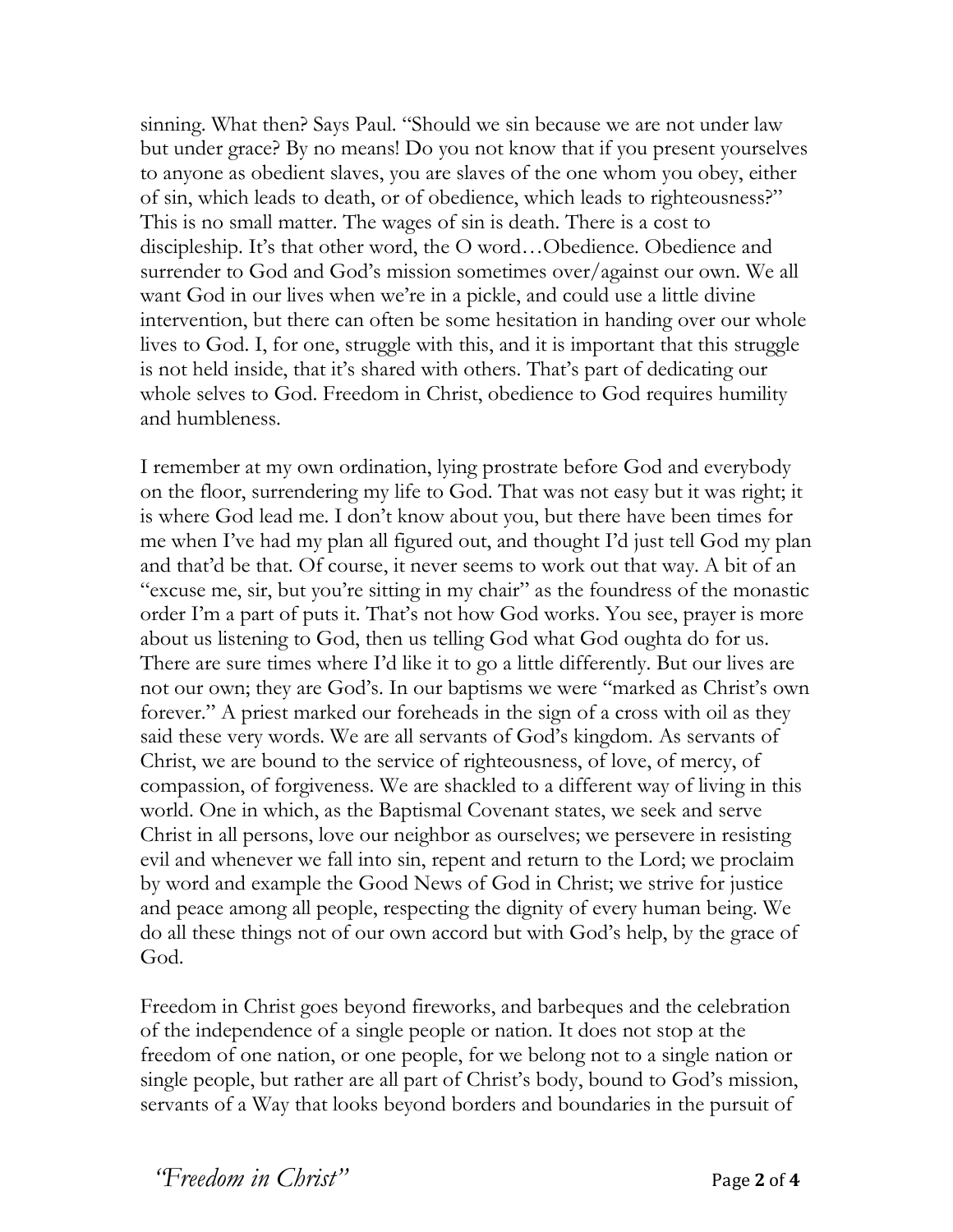sinning. What then? Says Paul. "Should we sin because we are not under law but under grace? By no means! Do you not know that if you present yourselves to anyone as obedient slaves, you are slaves of the one whom you obey, either of sin, which leads to death, or of obedience, which leads to righteousness?" This is no small matter. The wages of sin is death. There is a cost to discipleship. It's that other word, the O word…Obedience. Obedience and surrender to God and God's mission sometimes over/against our own. We all want God in our lives when we're in a pickle, and could use a little divine intervention, but there can often be some hesitation in handing over our whole lives to God. I, for one, struggle with this, and it is important that this struggle is not held inside, that it's shared with others. That's part of dedicating our whole selves to God. Freedom in Christ, obedience to God requires humility and humbleness.

I remember at my own ordination, lying prostrate before God and everybody on the floor, surrendering my life to God. That was not easy but it was right; it is where God lead me. I don't know about you, but there have been times for me when I've had my plan all figured out, and thought I'd just tell God my plan and that'd be that. Of course, it never seems to work out that way. A bit of an "excuse me, sir, but you're sitting in my chair" as the foundress of the monastic order I'm a part of puts it. That's not how God works. You see, prayer is more about us listening to God, then us telling God what God oughta do for us. There are sure times where I'd like it to go a little differently. But our lives are not our own; they are God's. In our baptisms we were "marked as Christ's own forever." A priest marked our foreheads in the sign of a cross with oil as they said these very words. We are all servants of God's kingdom. As servants of Christ, we are bound to the service of righteousness, of love, of mercy, of compassion, of forgiveness. We are shackled to a different way of living in this world. One in which, as the Baptismal Covenant states, we seek and serve Christ in all persons, love our neighbor as ourselves; we persevere in resisting evil and whenever we fall into sin, repent and return to the Lord; we proclaim by word and example the Good News of God in Christ; we strive for justice and peace among all people, respecting the dignity of every human being. We do all these things not of our own accord but with God's help, by the grace of God.

Freedom in Christ goes beyond fireworks, and barbeques and the celebration of the independence of a single people or nation. It does not stop at the freedom of one nation, or one people, for we belong not to a single nation or single people, but rather are all part of Christ's body, bound to God's mission, servants of a Way that looks beyond borders and boundaries in the pursuit of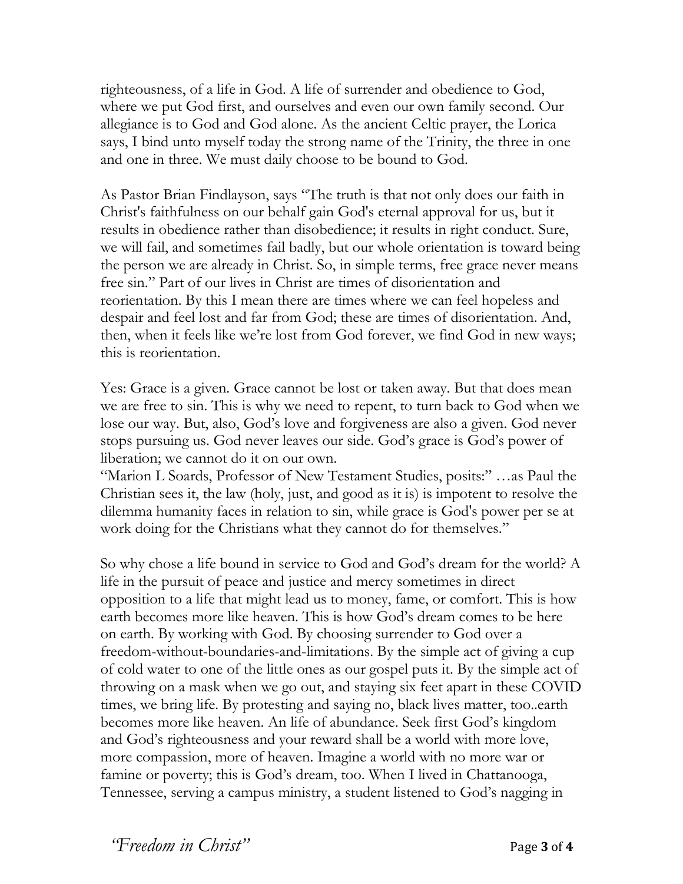righteousness, of a life in God. A life of surrender and obedience to God, where we put God first, and ourselves and even our own family second. Our allegiance is to God and God alone. As the ancient Celtic prayer, the Lorica says, I bind unto myself today the strong name of the Trinity, the three in one and one in three. We must daily choose to be bound to God.

As Pastor Brian Findlayson, says "The truth is that not only does our faith in Christ's faithfulness on our behalf gain God's eternal approval for us, but it results in obedience rather than disobedience; it results in right conduct. Sure, we will fail, and sometimes fail badly, but our whole orientation is toward being the person we are already in Christ. So, in simple terms, free grace never means free sin." Part of our lives in Christ are times of disorientation and reorientation. By this I mean there are times where we can feel hopeless and despair and feel lost and far from God; these are times of disorientation. And, then, when it feels like we're lost from God forever, we find God in new ways; this is reorientation.

Yes: Grace is a given. Grace cannot be lost or taken away. But that does mean we are free to sin. This is why we need to repent, to turn back to God when we lose our way. But, also, God's love and forgiveness are also a given. God never stops pursuing us. God never leaves our side. God's grace is God's power of liberation; we cannot do it on our own.
"Marion L Soards, Professor of New Testament Studies, posits:" …as Paul the Christian sees it, the law (holy, just, and good as it is) is impotent to resolve the dilemma humanity faces in relation to sin, while grace is God's power per se at work doing for the Christians what they cannot do for themselves."

So why chose a life bound in service to God and God's dream for the world? A life in the pursuit of peace and justice and mercy sometimes in direct opposition to a life that might lead us to money, fame, or comfort. This is how earth becomes more like heaven. This is how God's dream comes to be here on earth. By working with God. By choosing surrender to God over a freedom-without-boundaries-and-limitations. By the simple act of giving a cup of cold water to one of the little ones as our gospel puts it. By the simple act of throwing on a mask when we go out, and staying six feet apart in these COVID times, we bring life. By protesting and saying no, black lives matter, too..earth becomes more like heaven. An life of abundance. Seek first God's kingdom and God's righteousness and your reward shall be a world with more love, more compassion, more of heaven. Imagine a world with no more war or famine or poverty; this is God's dream, too. When I lived in Chattanooga, Tennessee, serving a campus ministry, a student listened to God's nagging in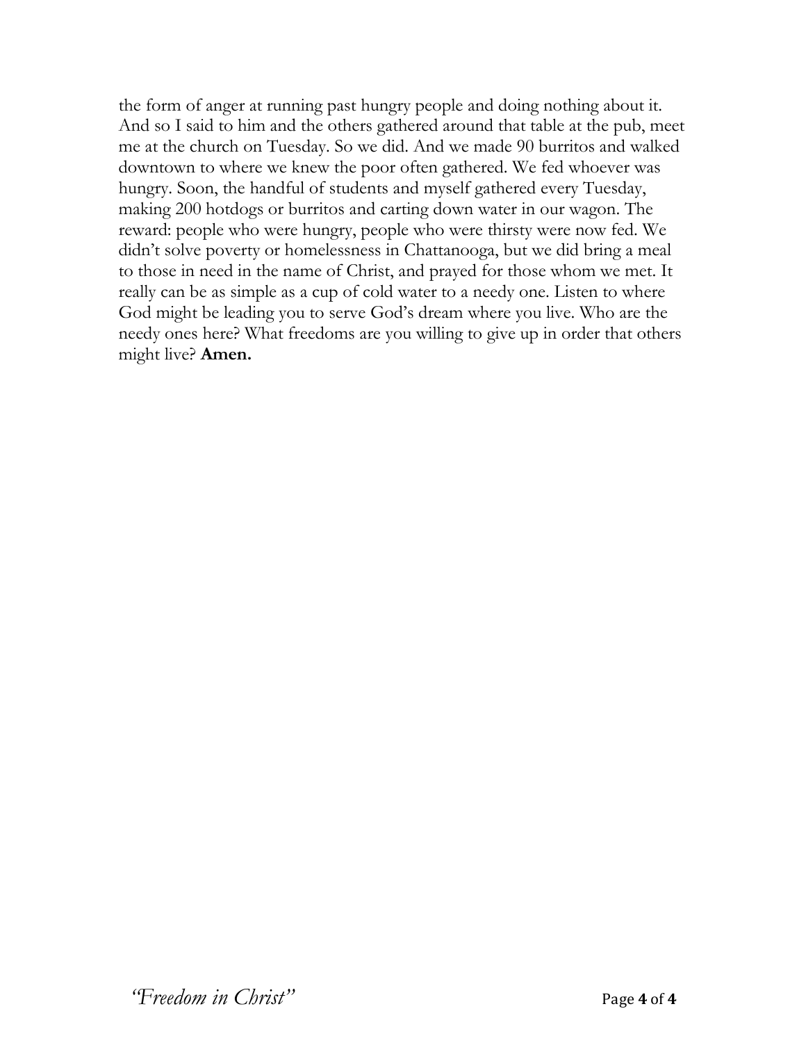the form of anger at running past hungry people and doing nothing about it. And so I said to him and the others gathered around that table at the pub, meet me at the church on Tuesday. So we did. And we made 90 burritos and walked downtown to where we knew the poor often gathered. We fed whoever was hungry. Soon, the handful of students and myself gathered every Tuesday, making 200 hotdogs or burritos and carting down water in our wagon. The reward: people who were hungry, people who were thirsty were now fed. We didn't solve poverty or homelessness in Chattanooga, but we did bring a meal to those in need in the name of Christ, and prayed for those whom we met. It really can be as simple as a cup of cold water to a needy one. Listen to where God might be leading you to serve God's dream where you live. Who are the needy ones here? What freedoms are you willing to give up in order that others might live? **Amen.**